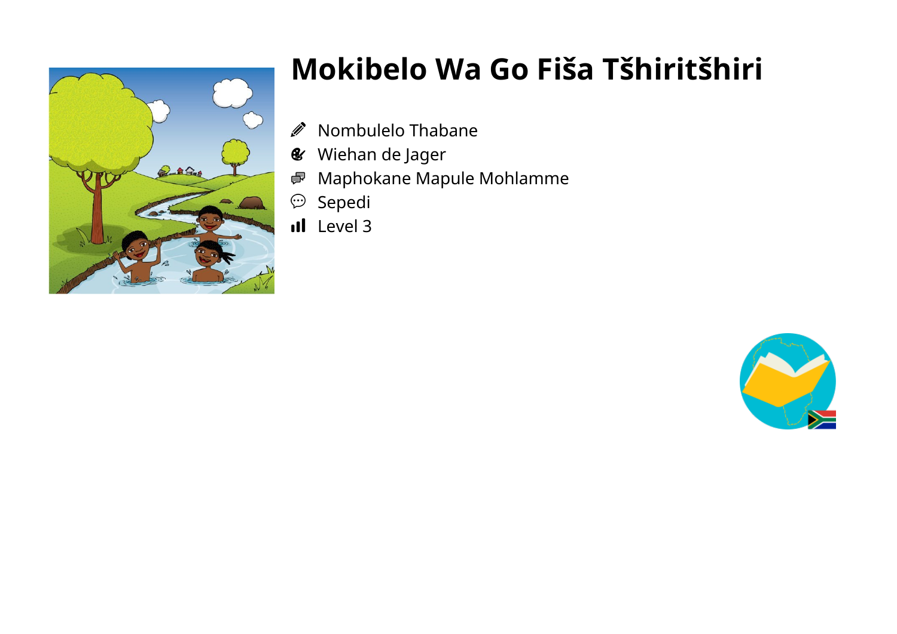# Mokibelo Wa Go Fiša Tšhiritšhiri

- Nombulelo Thabane
- Wiehan de Jager
- Maphokane Mapule Mohlamme
- Sepedi
- Level 3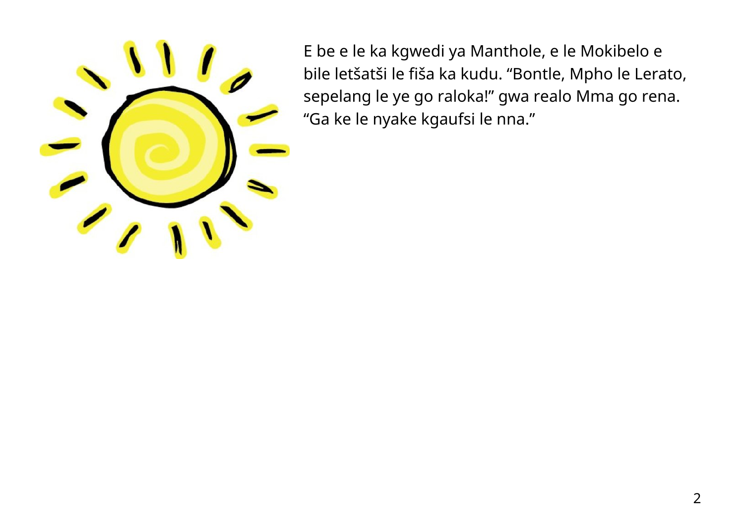E be e le ka kgwedi ya Manthole, e le Mokibelo e bile letšatši le fiša ka kudu. “Bontle, Mpho le Lerato, sepelang le ye go raloka!” gwa realo Mma go rena. “Ga ke le nyake kgaufsi le nna.”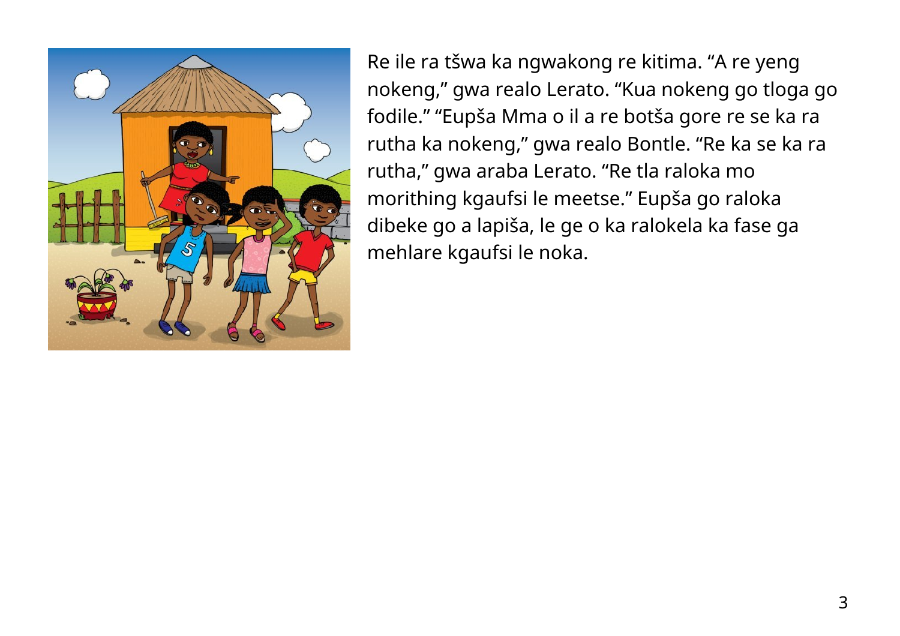Re ile ra tšwa ka ngwakong re kitima. “A re yeng nokeng,” gwa realo Lerato. “Kua nokeng go tloga go fodile.” “Eupša Mma o il a re botša gore re se ka ra rutha ka nokeng,” gwa realo Bontle. “Re ka se ka ra rutha,” gwa araba Lerato. “Re tla raloka mo morithing kgaufsi le meetse.” Eupša go raloka dibeke go a lapiša, le ge o ka ralokela ka fase ga mehlare kgaufsi le noka.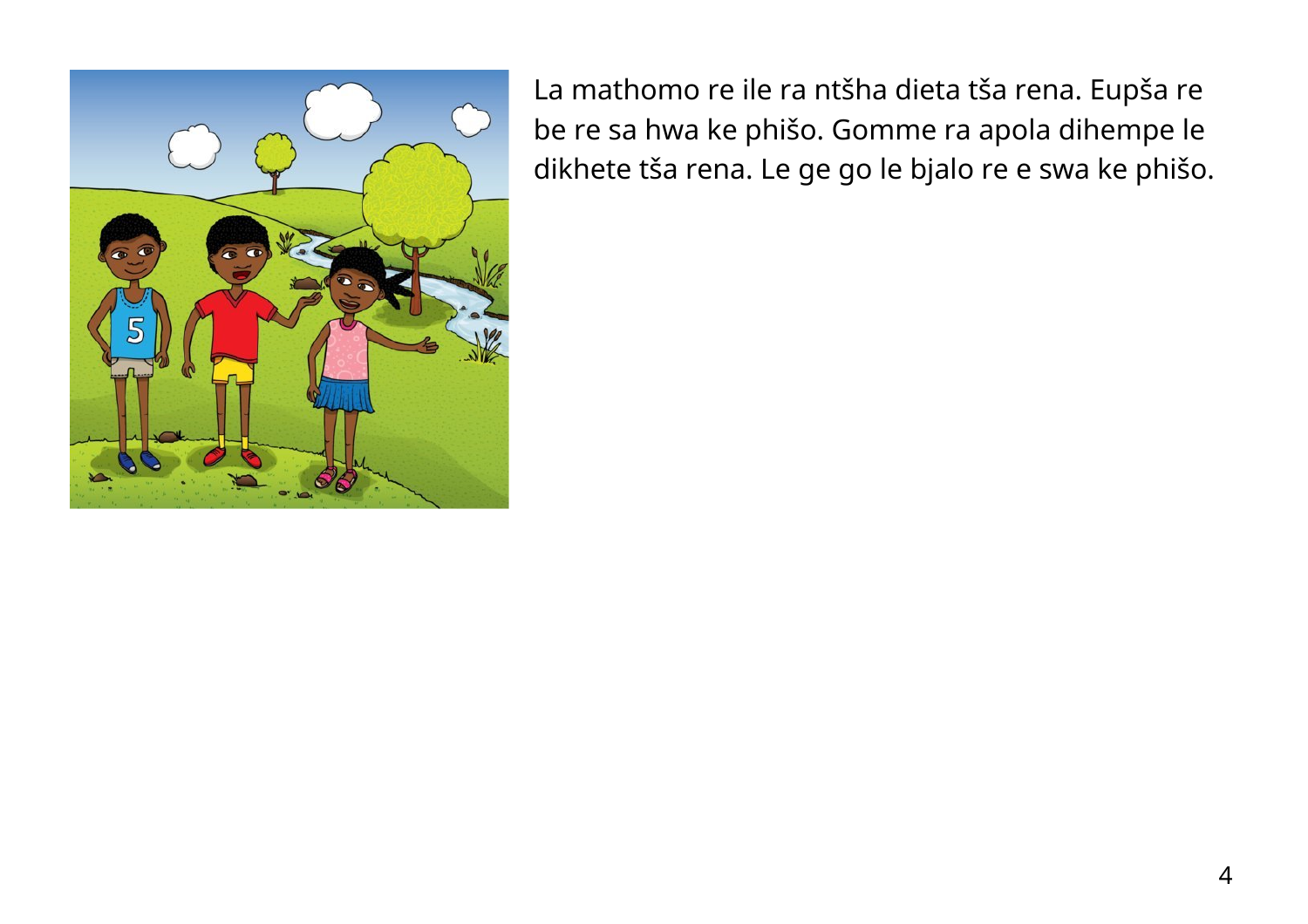La mathomo re ile ra ntšha dieta tša rena. Eupša re be re sa hwa ke phišo. Gomme ra apola dihempe le dikhete tša rena. Le ge go le bjalo re e swa ke phišo.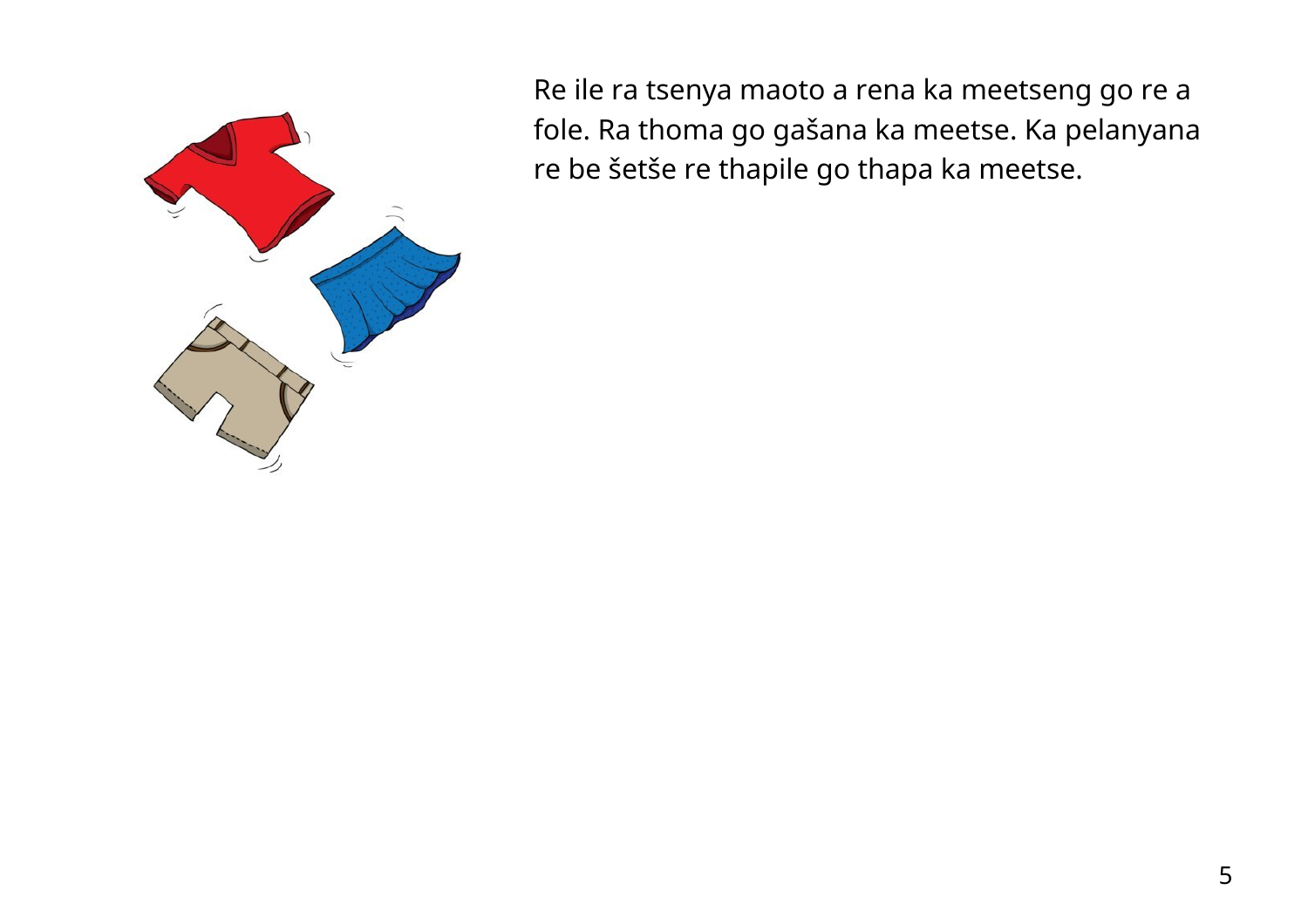Re ile ra tsenya maoto a rena ka meetseng go re a fole. Ra thoma go gašana ka meetse. Ka pelanyana re be šetše re thapile go thapa ka meetse.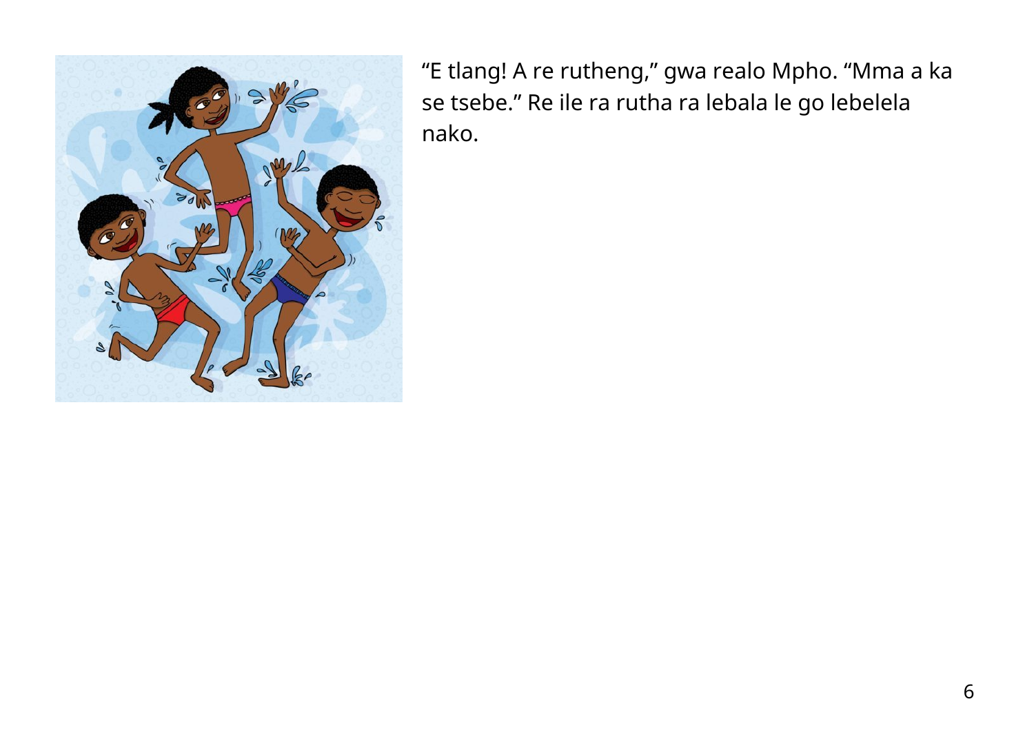"E tlang! A re rutheng," gwa realo Mpho. "Mma a ka se tsebe." Re ile ra rutha ra lebala le go lebelela nako.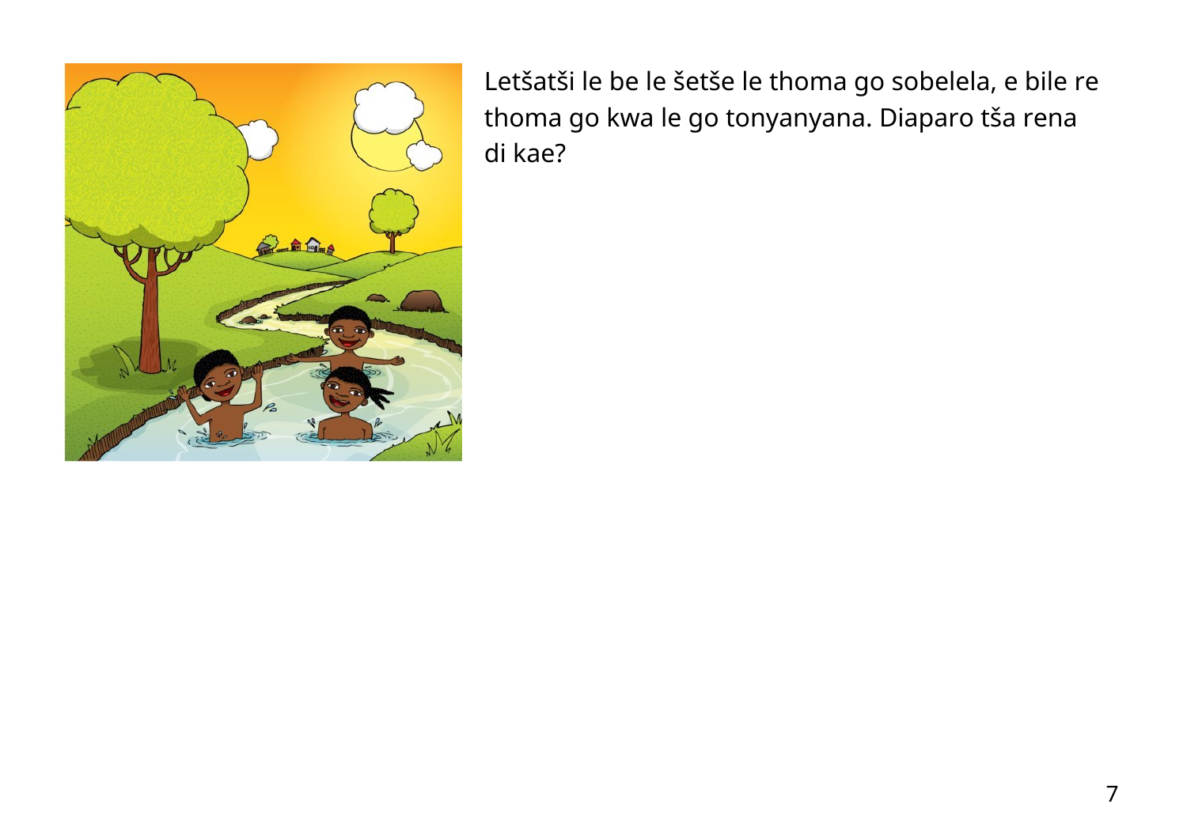Letšatši le be le šetše le thoma go sobelela, e bile re thoma go kwa le go tonyanyana. Diaparo tša rena di kae?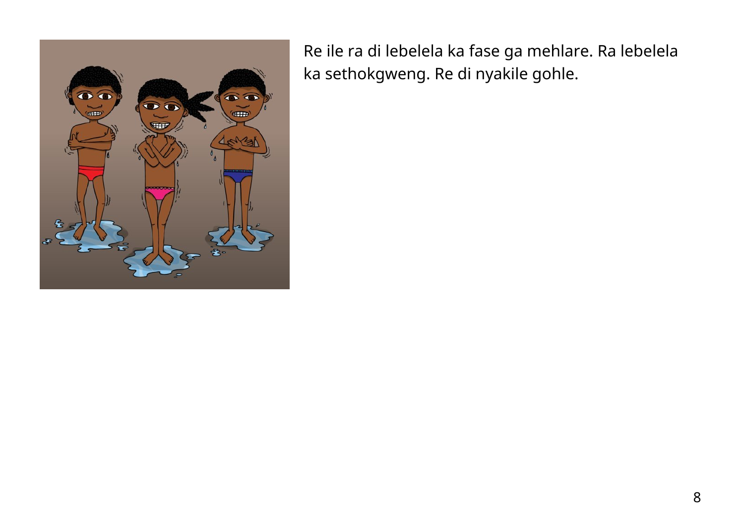Re ile ra di lebelela ka fase ga mehlare. Ra lebelela ka sethokgweng. Re di nyakile gohle.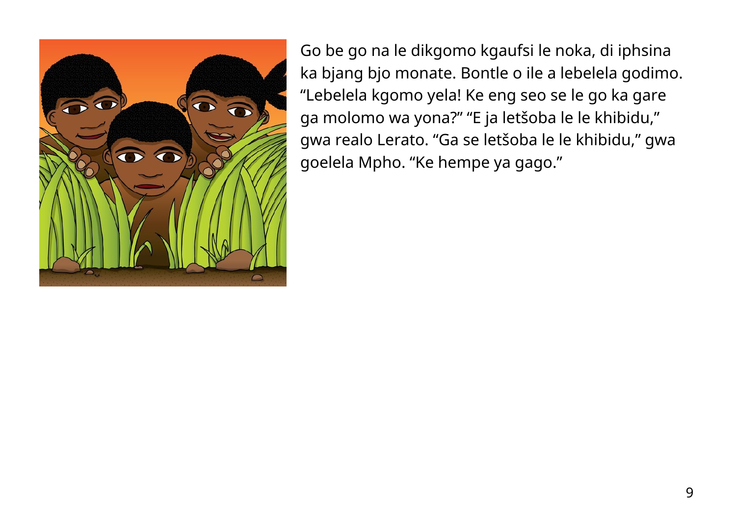Go be go na le dikgomo kgaufsi le noka, di iphsina ka bjang bjo monate. Bontle o ile a lebelela godimo. “Lebelela kgomo yela! Ke eng seo se le go ka gare ga molomo wa yona?” “E ja letšoba le le khibidu,” gwa realo Lerato. “Ga se letšoba le le khibidu,” gwa goelela Mpho. “Ke hempe ya gago.”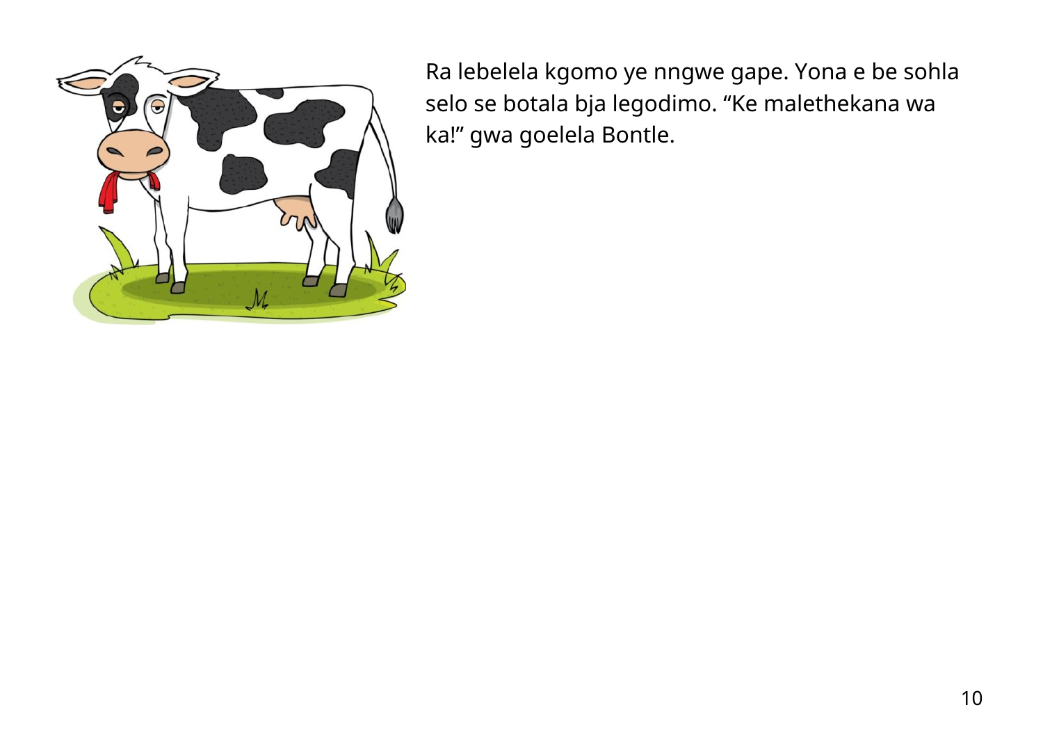Ra lebelela kgomo ye nngwe gape. Yona e be sohla selo se botala bja legodimo. “Ke malethekana wa ka!” gwa goelela Bontle.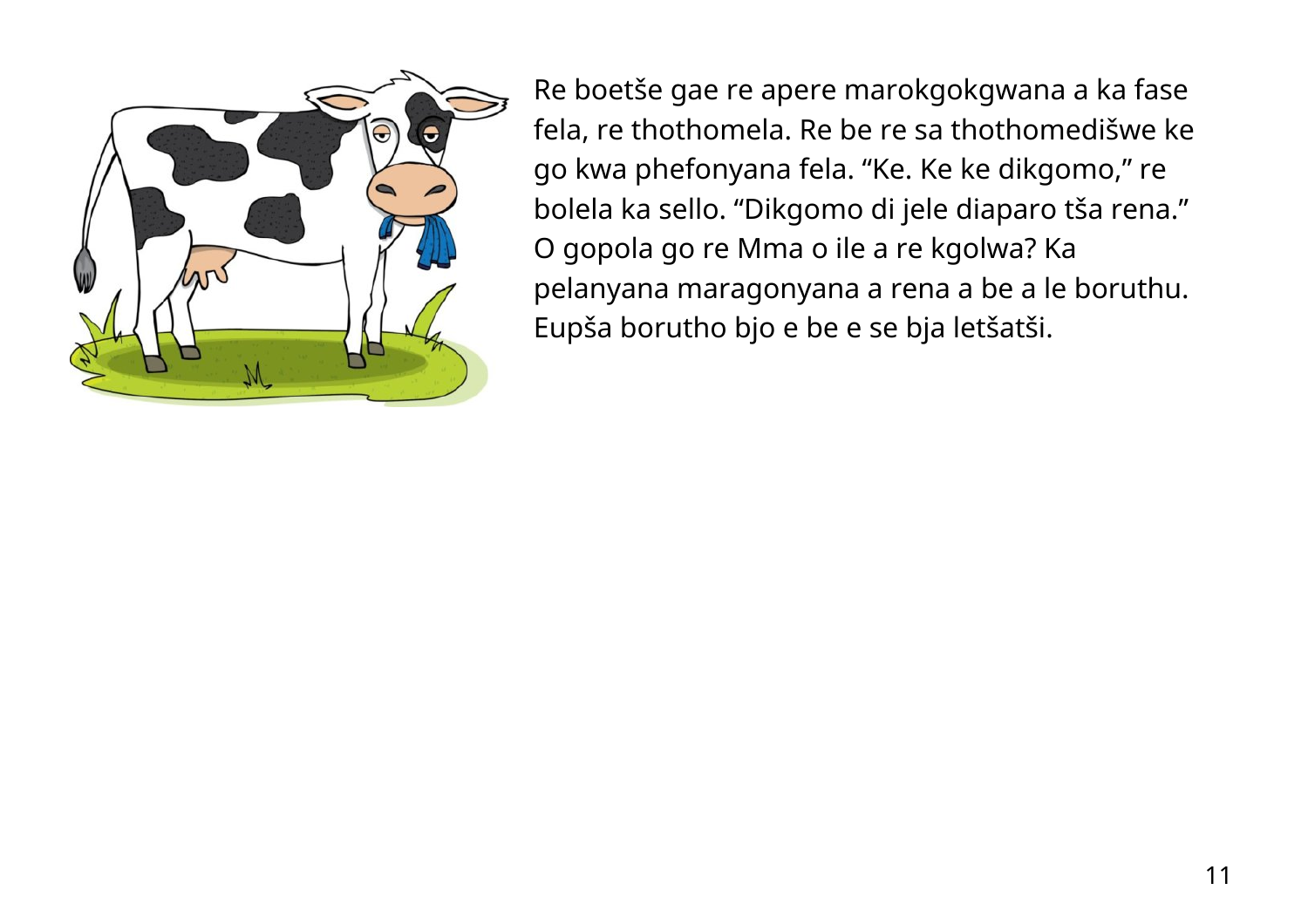Re boetše gae re apere marokgokgwana a ka fase fela, re thothomela. Re be re sa thothomedišwe ke go kwa phefonyana fela. “Ke. Ke ke dikgomo,” re bolela ka sello. “Dikgomo di jele diaparo tša rena.” O gopola go re Mma o ile a re kgolwa? Ka pelanyana maragonyana a rena a be a le boruthu. Eupša borutho bjo e be e se bja letšatši.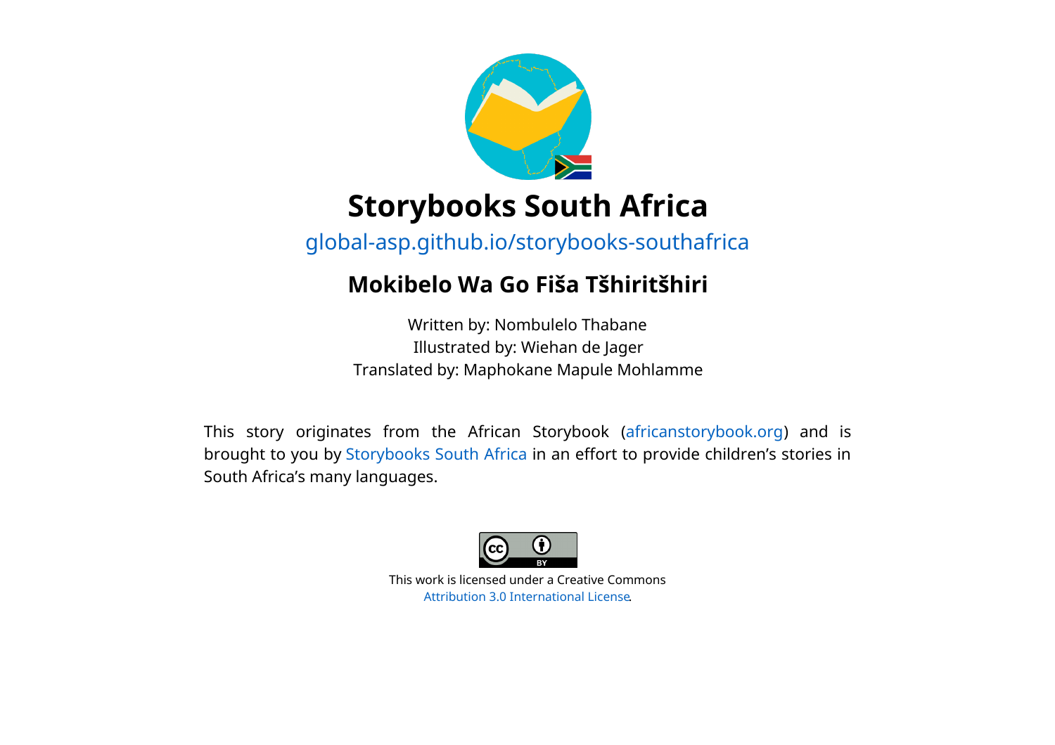# Storybooks South Africa

global-asp.github.io/storybooks-southafrica

## Mokibelo Wa Go Fiša Tšhiritšhiri

Written by: Nombulelo Thabane
Illustrated by: Wiehan de Jager
Translated by: Maphokane Mapule Mohlamme

This story originates from the African Storybook (africanstorybook.org) and is brought to you by Storybooks South Africa in an effort to provide children's stories in South Africa's many languages.

This work is licensed under a Creative Commons Attribution 3.0 International License.